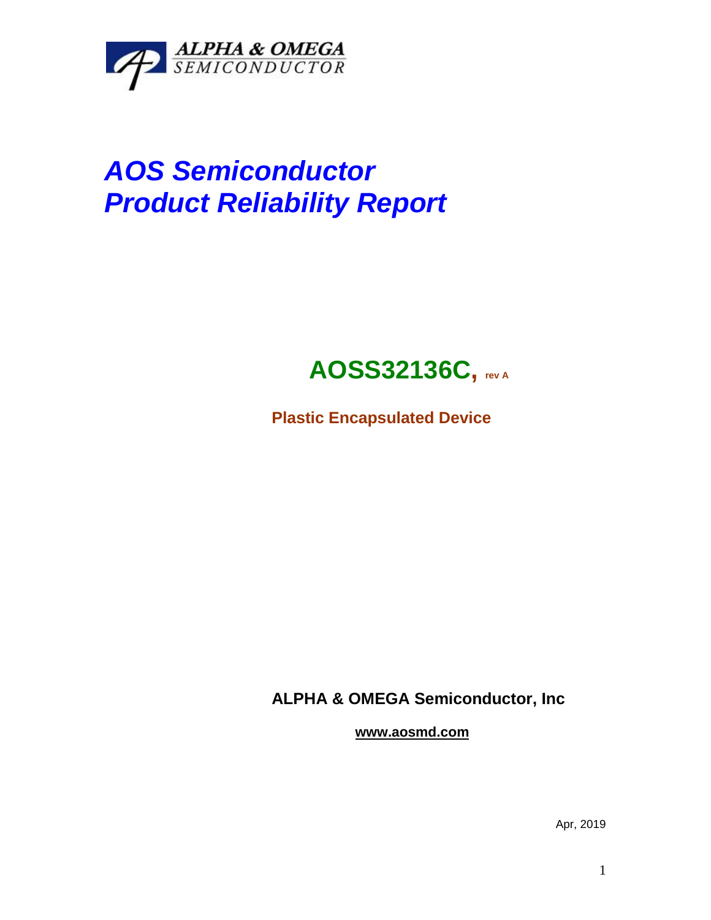ALPHA & OMEGA SEMICONDUCTOR

# *AOS Semiconductor*
# *Product Reliability Report*

## AOSS32136C, rev A

**Plastic Encapsulated Device**

**ALPHA & OMEGA Semiconductor, Inc**

**www.aosmd.com**

Apr, 2019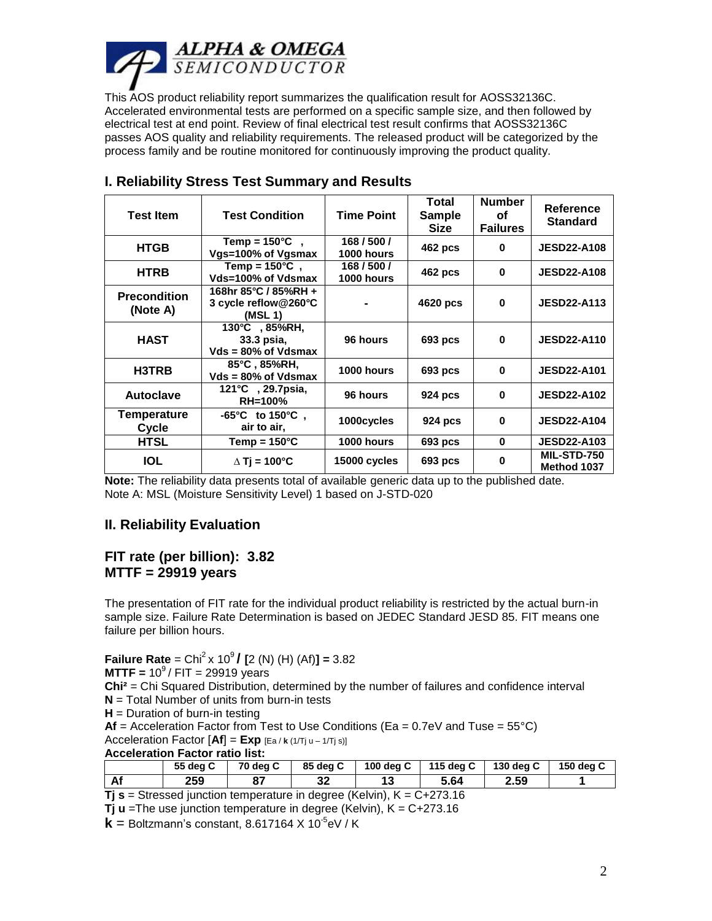ALPHA & OMEGA SEMICONDUCTOR

This AOS product reliability report summarizes the qualification result for AOSS32136C. Accelerated environmental tests are performed on a specific sample size, and then followed by electrical test at end point. Review of final electrical test result confirms that AOSS32136C passes AOS quality and reliability requirements. The released product will be categorized by the process family and be routine monitored for continuously improving the product quality.

## I. Reliability Stress Test Summary and Results

| Test Item | Test Condition | Time Point | Total Sample Size | Number of Failures | Reference Standard |
|---|---|---|---|---|---|
| **HTGB** | **Temp = 150°C , Vgs=100% of Vgsmax** | **168 / 500 / 1000 hours** | **462 pcs** | **0** | **JESD22-A108** |
| **HTRB** | **Temp = 150°C , Vds=100% of Vdsmax** | **168 / 500 / 1000 hours** | **462 pcs** | **0** | **JESD22-A108** |
| **Precondition (Note A)** | **168hr 85°C / 85%RH + 3 cycle reflow@260°C (MSL 1)** | **-** | **4620 pcs** | **0** | **JESD22-A113** |
| **HAST** | **130°C , 85%RH, 33.3 psia, Vds = 80% of Vdsmax** | **96 hours** | **693 pcs** | **0** | **JESD22-A110** |
| **H3TRB** | **85°C , 85%RH, Vds = 80% of Vdsmax** | **1000 hours** | **693 pcs** | **0** | **JESD22-A101** |
| **Autoclave** | **121°C , 29.7psia, RH=100%** | **96 hours** | **924 pcs** | **0** | **JESD22-A102** |
| **Temperature Cycle** | **-65°C to 150°C , air to air,** | **1000cycles** | **924 pcs** | **0** | **JESD22-A104** |
| **HTSL** | **Temp = 150°C** | **1000 hours** | **693 pcs** | **0** | **JESD22-A103** |
| **IOL** | **$\Delta$ Tj = 100°C** | **15000 cycles** | **693 pcs** | **0** | **MIL-STD-750 Method 1037** |

**Note:** The reliability data presents total of available generic data up to the published date.
Note A: MSL (Moisture Sensitivity Level) 1 based on J-STD-020

## II. Reliability Evaluation

### FIT rate (per billion): 3.82
### MTTF = 29919 years

The presentation of FIT rate for the individual product reliability is restricted by the actual burn-in sample size. Failure Rate Determination is based on JEDEC Standard JESD 85. FIT means one failure per billion hours.

**Failure Rate** = $Chi^2 \times 10^9$ **/ [**2 (N) (H) (Af)**] =** 3.82

**MTTF =** $10^9$ / FIT = 29919 years

**Chi²** = Chi Squared Distribution, determined by the number of failures and confidence interval

**N** = Total Number of units from burn-in tests

**H** = Duration of burn-in testing

**Af** = Acceleration Factor from Test to Use Conditions (Ea = 0.7eV and Tuse = 55°C)

Acceleration Factor [**Af**] = **Exp** [Ea / **k** (1/Tj u – 1/Tj s)]

**Acceleration Factor ratio list:**

| | 55 deg C | 70 deg C | 85 deg C | 100 deg C | 115 deg C | 130 deg C | 150 deg C |
|---|---|---|---|---|---|---|---|
| **Af** | **259** | **87** | **32** | **13** | **5.64** | **2.59** | **1** |

**Tj s** = Stressed junction temperature in degree (Kelvin), K = C+273.16

**Tj u** =The use junction temperature in degree (Kelvin), K = C+273.16

**k** = Boltzmann's constant, $8.617164 \times 10^{-5}$eV / K